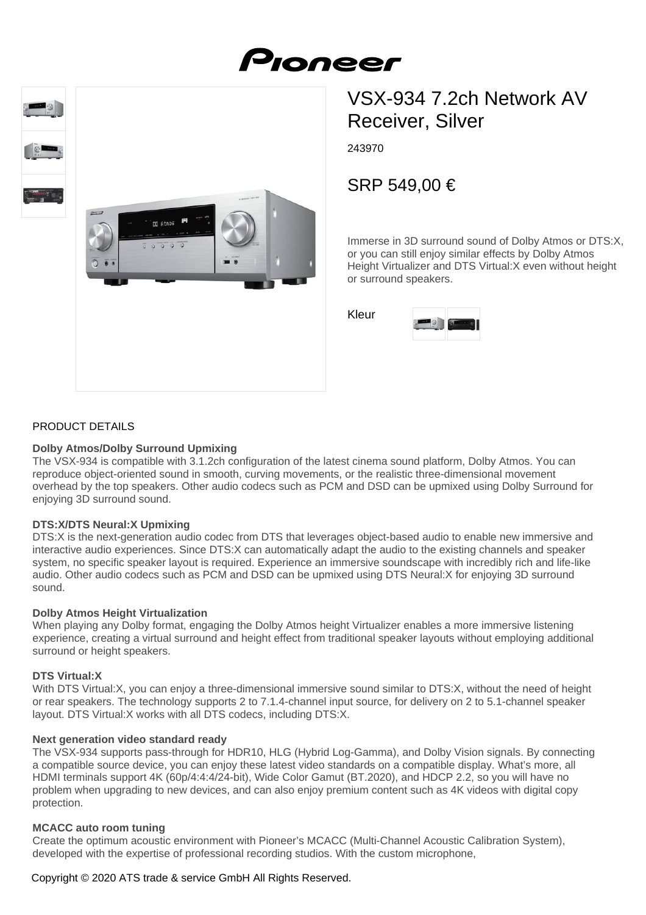# VSX-934 7.2ch Network AV Receiver, Silver

243970

## SRP 549,00 €

Immerse in 3D surround sound of Dolby Atmos or DTS:X, or you can still enjoy similar effects by Dolby Atmos Height Virtualizer and DTS Virtual:X even without height or surround speakers.

Kleur

## PRODUCT DETAILS

**Dolby Atmos/Dolby Surround Upmixing**
The VSX-934 is compatible with 3.1.2ch configuration of the latest cinema sound platform, Dolby Atmos. You can reproduce object-oriented sound in smooth, curving movements, or the realistic three-dimensional movement overhead by the top speakers. Other audio codecs such as PCM and DSD can be upmixed using Dolby Surround for enjoying 3D surround sound.

**DTS:X/DTS Neural:X Upmixing**
DTS:X is the next-generation audio codec from DTS that leverages object-based audio to enable new immersive and interactive audio experiences. Since DTS:X can automatically adapt the audio to the existing channels and speaker system, no specific speaker layout is required. Experience an immersive soundscape with incredibly rich and life-like audio. Other audio codecs such as PCM and DSD can be upmixed using DTS Neural:X for enjoying 3D surround sound.

**Dolby Atmos Height Virtualization**
When playing any Dolby format, engaging the Dolby Atmos height Virtualizer enables a more immersive listening experience, creating a virtual surround and height effect from traditional speaker layouts without employing additional surround or height speakers.

**DTS Virtual:X**
With DTS Virtual:X, you can enjoy a three-dimensional immersive sound similar to DTS:X, without the need of height or rear speakers. The technology supports 2 to 7.1.4-channel input source, for delivery on 2 to 5.1-channel speaker layout. DTS Virtual:X works with all DTS codecs, including DTS:X.

**Next generation video standard ready**
The VSX-934 supports pass-through for HDR10, HLG (Hybrid Log-Gamma), and Dolby Vision signals. By connecting a compatible source device, you can enjoy these latest video standards on a compatible display. What's more, all HDMI terminals support 4K (60p/4:4:4/24-bit), Wide Color Gamut (BT.2020), and HDCP 2.2, so you will have no problem when upgrading to new devices, and can also enjoy premium content such as 4K videos with digital copy protection.

**MCACC auto room tuning**
Create the optimum acoustic environment with Pioneer's MCACC (Multi-Channel Acoustic Calibration System), developed with the expertise of professional recording studios. With the custom microphone,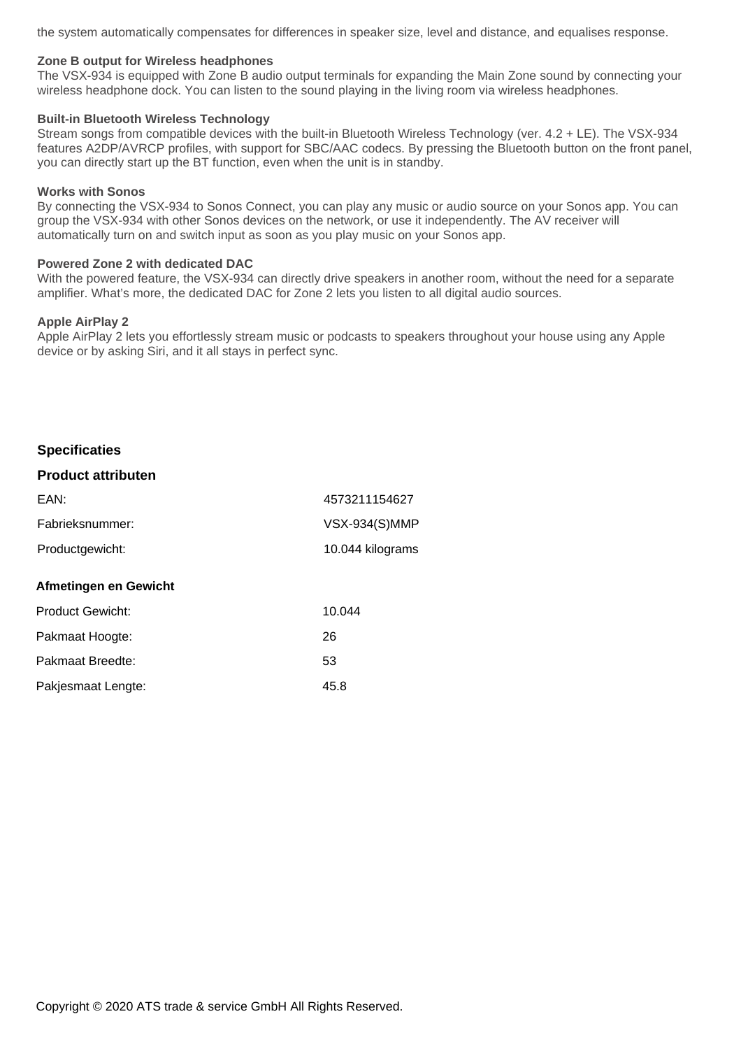the system automatically compensates for differences in speaker size, level and distance, and equalises response.

**Zone B output for Wireless headphones**
The VSX-934 is equipped with Zone B audio output terminals for expanding the Main Zone sound by connecting your wireless headphone dock. You can listen to the sound playing in the living room via wireless headphones.

**Built-in Bluetooth Wireless Technology**
Stream songs from compatible devices with the built-in Bluetooth Wireless Technology (ver. 4.2 + LE). The VSX-934 features A2DP/AVRCP profiles, with support for SBC/AAC codecs. By pressing the Bluetooth button on the front panel, you can directly start up the BT function, even when the unit is in standby.

**Works with Sonos**
By connecting the VSX-934 to Sonos Connect, you can play any music or audio source on your Sonos app. You can group the VSX-934 with other Sonos devices on the network, or use it independently. The AV receiver will automatically turn on and switch input as soon as you play music on your Sonos app.

**Powered Zone 2 with dedicated DAC**
With the powered feature, the VSX-934 can directly drive speakers in another room, without the need for a separate amplifier. What's more, the dedicated DAC for Zone 2 lets you listen to all digital audio sources.

**Apple AirPlay 2**
Apple AirPlay 2 lets you effortlessly stream music or podcasts to speakers throughout your house using any Apple device or by asking Siri, and it all stays in perfect sync.

## Specificaties

### Product attributen

| | |
|---|---|
| EAN: | 4573211154627 |
| Fabrieksnummer: | VSX-934(S)MMP |
| Productgewicht: | 10.044 kilograms |

### Afmetingen en Gewicht

| | |
|---|---|
| Product Gewicht: | 10.044 |
| Pakmaat Hoogte: | 26 |
| Pakmaat Breedte: | 53 |
| Pakjesmaat Lengte: | 45.8 |

Copyright © 2020 ATS trade & service GmbH All Rights Reserved.